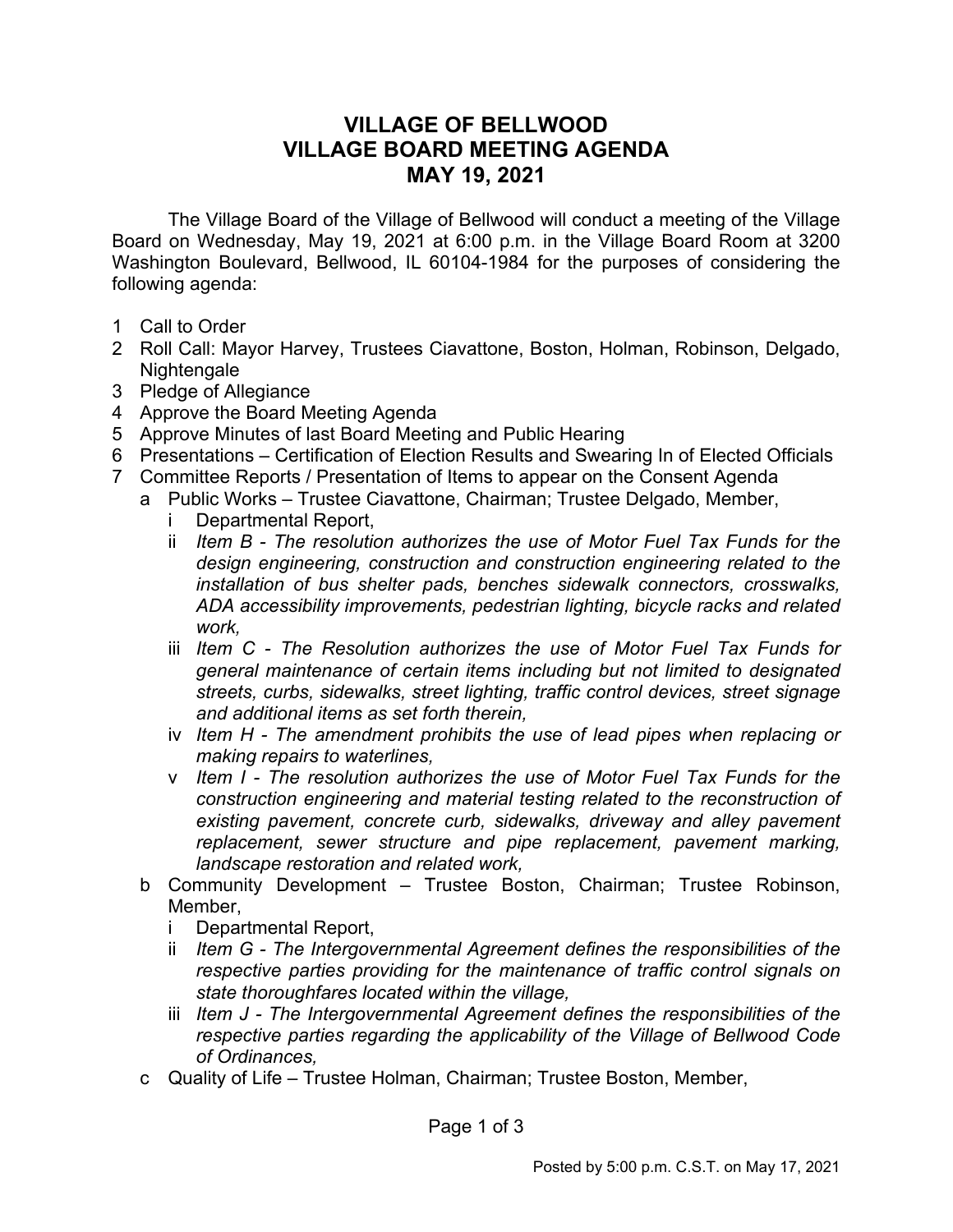# VILLAGE OF BELLWOOD
# VILLAGE BOARD MEETING AGENDA
# MAY 19, 2021

The Village Board of the Village of Bellwood will conduct a meeting of the Village Board on Wednesday, May 19, 2021 at 6:00 p.m. in the Village Board Room at 3200 Washington Boulevard, Bellwood, IL 60104-1984 for the purposes of considering the following agenda:

1 Call to Order
2 Roll Call: Mayor Harvey, Trustees Ciavattone, Boston, Holman, Robinson, Delgado, Nightengale
3 Pledge of Allegiance
4 Approve the Board Meeting Agenda
5 Approve Minutes of last Board Meeting and Public Hearing
6 Presentations – Certification of Election Results and Swearing In of Elected Officials
7 Committee Reports / Presentation of Items to appear on the Consent Agenda
   a Public Works – Trustee Ciavattone, Chairman; Trustee Delgado, Member,
      i Departmental Report,
      ii *Item B - The resolution authorizes the use of Motor Fuel Tax Funds for the design engineering, construction and construction engineering related to the installation of bus shelter pads, benches sidewalk connectors, crosswalks, ADA accessibility improvements, pedestrian lighting, bicycle racks and related work,*
      iii *Item C - The Resolution authorizes the use of Motor Fuel Tax Funds for general maintenance of certain items including but not limited to designated streets, curbs, sidewalks, street lighting, traffic control devices, street signage and additional items as set forth therein,*
      iv *Item H - The amendment prohibits the use of lead pipes when replacing or making repairs to waterlines,*
      v *Item I - The resolution authorizes the use of Motor Fuel Tax Funds for the construction engineering and material testing related to the reconstruction of existing pavement, concrete curb, sidewalks, driveway and alley pavement replacement, sewer structure and pipe replacement, pavement marking, landscape restoration and related work,*
   b Community Development – Trustee Boston, Chairman; Trustee Robinson, Member,
      i Departmental Report,
      ii *Item G - The Intergovernmental Agreement defines the responsibilities of the respective parties providing for the maintenance of traffic control signals on state thoroughfares located within the village,*
      iii *Item J - The Intergovernmental Agreement defines the responsibilities of the respective parties regarding the applicability of the Village of Bellwood Code of Ordinances,*
   c Quality of Life – Trustee Holman, Chairman; Trustee Boston, Member,

Posted by 5:00 p.m. C.S.T. on May 17, 2021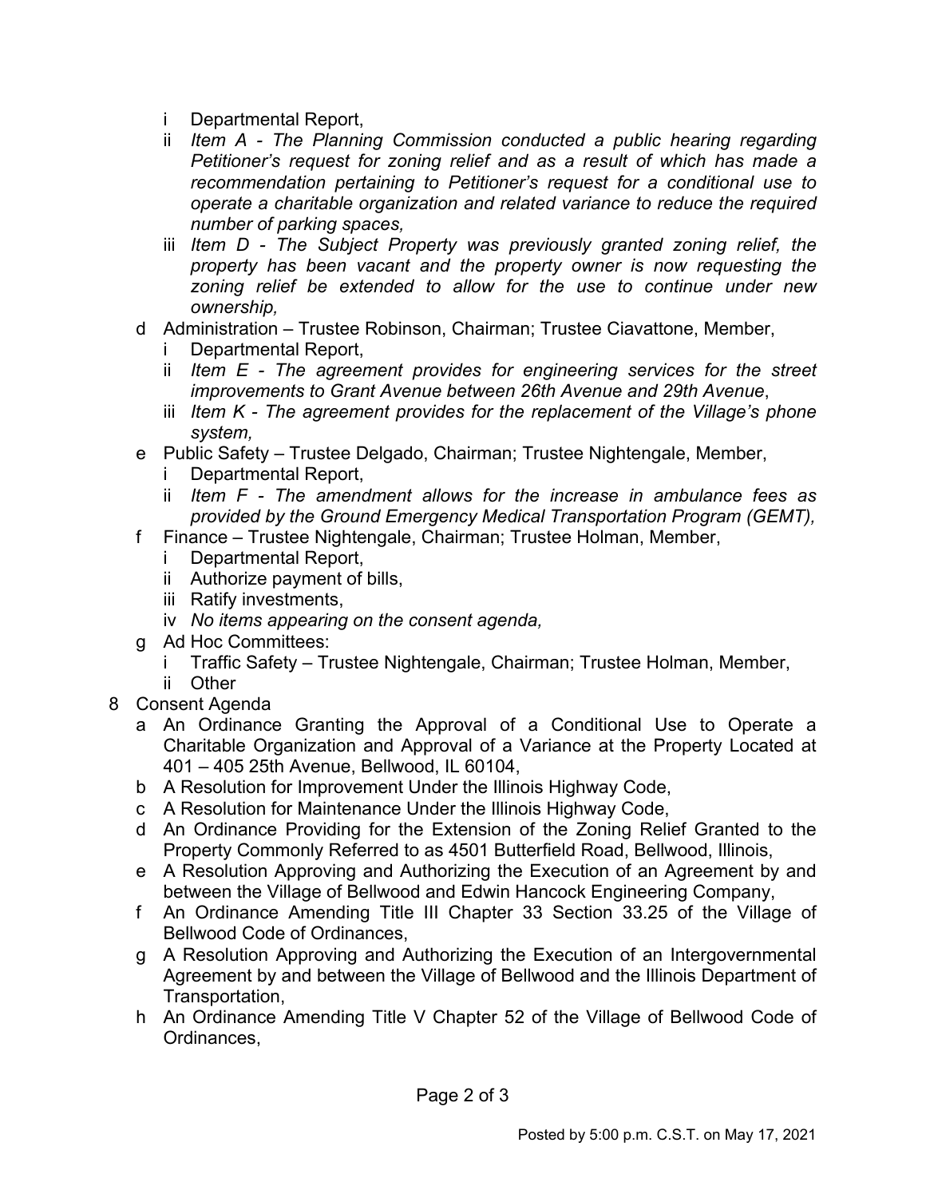- i Departmental Report,
- ii *Item A - The Planning Commission conducted a public hearing regarding Petitioner's request for zoning relief and as a result of which has made a recommendation pertaining to Petitioner's request for a conditional use to operate a charitable organization and related variance to reduce the required number of parking spaces,*
- iii *Item D - The Subject Property was previously granted zoning relief, the property has been vacant and the property owner is now requesting the zoning relief be extended to allow for the use to continue under new ownership,*

d Administration – Trustee Robinson, Chairman; Trustee Ciavattone, Member,

- i Departmental Report,
- ii *Item E - The agreement provides for engineering services for the street improvements to Grant Avenue between 26th Avenue and 29th Avenue*,
- iii *Item K - The agreement provides for the replacement of the Village's phone system,*

e Public Safety – Trustee Delgado, Chairman; Trustee Nightengale, Member,

- i Departmental Report,
- ii *Item F - The amendment allows for the increase in ambulance fees as provided by the Ground Emergency Medical Transportation Program (GEMT),*

f Finance – Trustee Nightengale, Chairman; Trustee Holman, Member,

- i Departmental Report,
- ii Authorize payment of bills,
- iii Ratify investments,
- iv *No items appearing on the consent agenda,*

g Ad Hoc Committees:

- i Traffic Safety – Trustee Nightengale, Chairman; Trustee Holman, Member,
- ii Other

8 Consent Agenda

- a An Ordinance Granting the Approval of a Conditional Use to Operate a Charitable Organization and Approval of a Variance at the Property Located at 401 – 405 25th Avenue, Bellwood, IL 60104,
- b A Resolution for Improvement Under the Illinois Highway Code,
- c A Resolution for Maintenance Under the Illinois Highway Code,
- d An Ordinance Providing for the Extension of the Zoning Relief Granted to the Property Commonly Referred to as 4501 Butterfield Road, Bellwood, Illinois,
- e A Resolution Approving and Authorizing the Execution of an Agreement by and between the Village of Bellwood and Edwin Hancock Engineering Company,
- f An Ordinance Amending Title III Chapter 33 Section 33.25 of the Village of Bellwood Code of Ordinances,
- g A Resolution Approving and Authorizing the Execution of an Intergovernmental Agreement by and between the Village of Bellwood and the Illinois Department of Transportation,
- h An Ordinance Amending Title V Chapter 52 of the Village of Bellwood Code of Ordinances,

Posted by 5:00 p.m. C.S.T. on May 17, 2021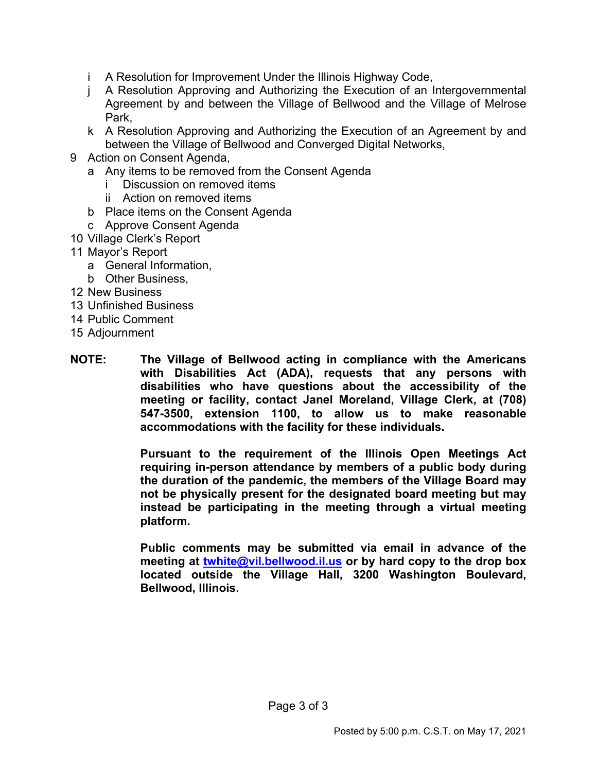- i A Resolution for Improvement Under the Illinois Highway Code,
- j A Resolution Approving and Authorizing the Execution of an Intergovernmental Agreement by and between the Village of Bellwood and the Village of Melrose Park,
- k A Resolution Approving and Authorizing the Execution of an Agreement by and between the Village of Bellwood and Converged Digital Networks,

9 Action on Consent Agenda,
- a Any items to be removed from the Consent Agenda
  - i Discussion on removed items
  - ii Action on removed items
- b Place items on the Consent Agenda
- c Approve Consent Agenda

10 Village Clerk's Report

11 Mayor's Report
- a General Information,
- b Other Business,

12 New Business

13 Unfinished Business

14 Public Comment

15 Adjournment

**NOTE:** **The Village of Bellwood acting in compliance with the Americans with Disabilities Act (ADA), requests that any persons with disabilities who have questions about the accessibility of the meeting or facility, contact Janel Moreland, Village Clerk, at (708) 547-3500, extension 1100, to allow us to make reasonable accommodations with the facility for these individuals.**

**Pursuant to the requirement of the Illinois Open Meetings Act requiring in-person attendance by members of a public body during the duration of the pandemic, the members of the Village Board may not be physically present for the designated board meeting but may instead be participating in the meeting through a virtual meeting platform.**

**Public comments may be submitted via email in advance of the meeting at twhite@vil.bellwood.il.us or by hard copy to the drop box located outside the Village Hall, 3200 Washington Boulevard, Bellwood, Illinois.**

Posted by 5:00 p.m. C.S.T. on May 17, 2021